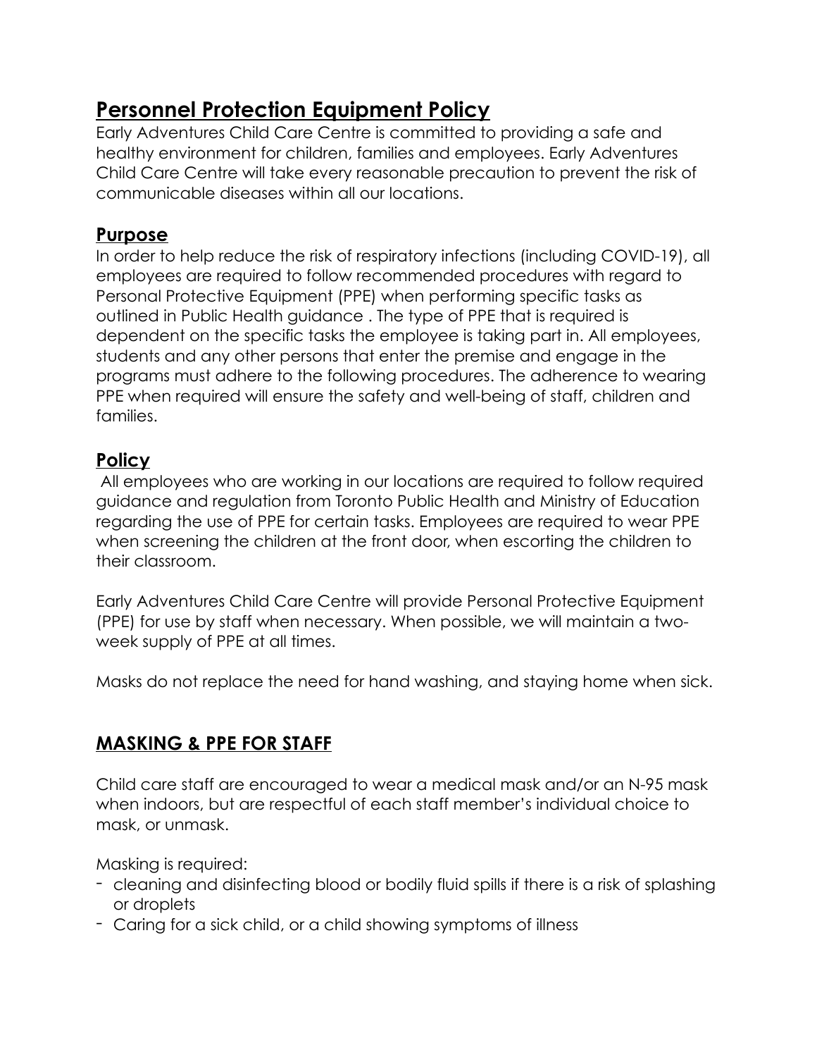# Personnel Protection Equipment Policy

Early Adventures Child Care Centre is committed to providing a safe and healthy environment for children, families and employees. Early Adventures Child Care Centre will take every reasonable precaution to prevent the risk of communicable diseases within all our locations.

## Purpose

In order to help reduce the risk of respiratory infections (including COVID-19), all employees are required to follow recommended procedures with regard to Personal Protective Equipment (PPE) when performing specific tasks as outlined in Public Health guidance . The type of PPE that is required is dependent on the specific tasks the employee is taking part in. All employees, students and any other persons that enter the premise and engage in the programs must adhere to the following procedures. The adherence to wearing PPE when required will ensure the safety and well-being of staff, children and families.

## Policy

All employees who are working in our locations are required to follow required guidance and regulation from Toronto Public Health and Ministry of Education regarding the use of PPE for certain tasks. Employees are required to wear PPE when screening the children at the front door, when escorting the children to their classroom.

Early Adventures Child Care Centre will provide Personal Protective Equipment (PPE) for use by staff when necessary. When possible, we will maintain a two-week supply of PPE at all times.

Masks do not replace the need for hand washing, and staying home when sick.

## MASKING & PPE FOR STAFF

Child care staff are encouraged to wear a medical mask and/or an N-95 mask when indoors, but are respectful of each staff member's individual choice to mask, or unmask.

Masking is required:

- cleaning and disinfecting blood or bodily fluid spills if there is a risk of splashing or droplets
- Caring for a sick child, or a child showing symptoms of illness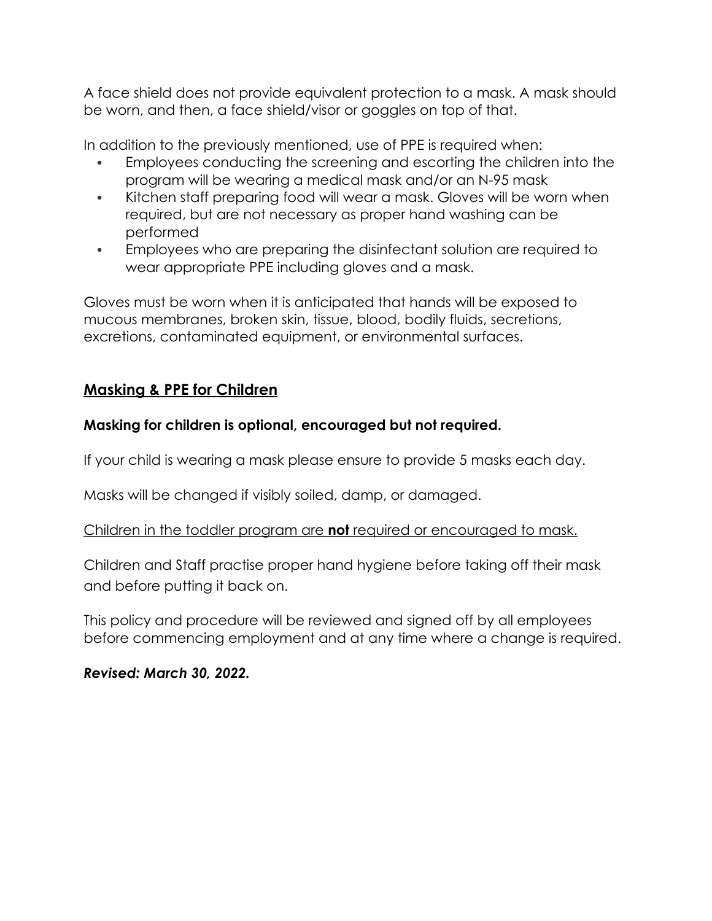A face shield does not provide equivalent protection to a mask. A mask should be worn, and then, a face shield/visor or goggles on top of that.

In addition to the previously mentioned, use of PPE is required when:

- Employees conducting the screening and escorting the children into the program will be wearing a medical mask and/or an N-95 mask
- Kitchen staff preparing food will wear a mask. Gloves will be worn when required, but are not necessary as proper hand washing can be performed
- Employees who are preparing the disinfectant solution are required to wear appropriate PPE including gloves and a mask.

Gloves must be worn when it is anticipated that hands will be exposed to mucous membranes, broken skin, tissue, blood, bodily fluids, secretions, excretions, contaminated equipment, or environmental surfaces.

## Masking & PPE for Children

**Masking for children is optional, encouraged but not required.**

If your child is wearing a mask please ensure to provide 5 masks each day.

Masks will be changed if visibly soiled, damp, or damaged.

Children in the toddler program are **not** required or encouraged to mask.

Children and Staff practise proper hand hygiene before taking off their mask and before putting it back on.

This policy and procedure will be reviewed and signed off by all employees before commencing employment and at any time where a change is required.

***Revised: March 30, 2022.***